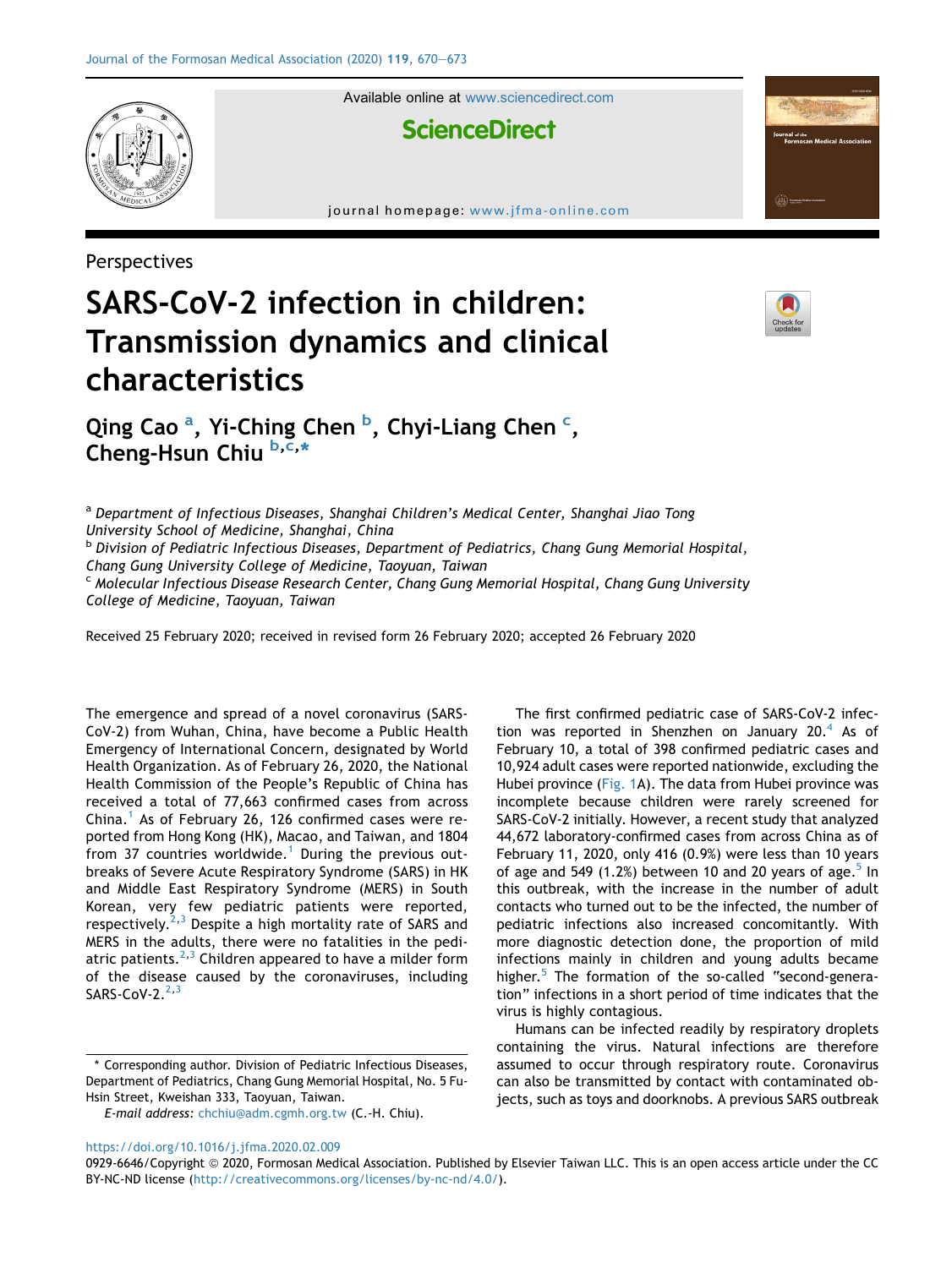Perspectives

# SARS-CoV-2 infection in children: Transmission dynamics and clinical characteristics

**Qing Cao [a], Yi-Ching Chen [b], Chyi-Liang Chen [c], Cheng-Hsun Chiu [b,c,*]**

[a] *Department of Infectious Diseases, Shanghai Children's Medical Center, Shanghai Jiao Tong University School of Medicine, Shanghai, China*
[b] *Division of Pediatric Infectious Diseases, Department of Pediatrics, Chang Gung Memorial Hospital, Chang Gung University College of Medicine, Taoyuan, Taiwan*
[c] *Molecular Infectious Disease Research Center, Chang Gung Memorial Hospital, Chang Gung University College of Medicine, Taoyuan, Taiwan*

Received 25 February 2020; received in revised form 26 February 2020; accepted 26 February 2020

The emergence and spread of a novel coronavirus (SARS-CoV-2) from Wuhan, China, have become a Public Health Emergency of International Concern, designated by World Health Organization. As of February 26, 2020, the National Health Commission of the People's Republic of China has received a total of 77,663 confirmed cases from across China.[1] As of February 26, 126 confirmed cases were reported from Hong Kong (HK), Macao, and Taiwan, and 1804 from 37 countries worldwide.[1] During the previous outbreaks of Severe Acute Respiratory Syndrome (SARS) in HK and Middle East Respiratory Syndrome (MERS) in South Korean, very few pediatric patients were reported, respectively.[2,3] Despite a high mortality rate of SARS and MERS in the adults, there were no fatalities in the pediatric patients.[2,3] Children appeared to have a milder form of the disease caused by the coronaviruses, including SARS-CoV-2.[2,3]

The first confirmed pediatric case of SARS-CoV-2 infection was reported in Shenzhen on January 20.[4] As of February 10, a total of 398 confirmed pediatric cases and 10,924 adult cases were reported nationwide, excluding the Hubei province (Fig. 1A). The data from Hubei province was incomplete because children were rarely screened for SARS-CoV-2 initially. However, a recent study that analyzed 44,672 laboratory-confirmed cases from across China as of February 11, 2020, only 416 (0.9%) were less than 10 years of age and 549 (1.2%) between 10 and 20 years of age.[5] In this outbreak, with the increase in the number of adult contacts who turned out to be the infected, the number of pediatric infections also increased concomitantly. With more diagnostic detection done, the proportion of mild infections mainly in children and young adults became higher.[5] The formation of the so-called "second-generation" infections in a short period of time indicates that the virus is highly contagious.

Humans can be infected readily by respiratory droplets containing the virus. Natural infections are therefore assumed to occur through respiratory route. Coronavirus can also be transmitted by contact with contaminated objects, such as toys and doorknobs. A previous SARS outbreak

\* Corresponding author. Division of Pediatric Infectious Diseases, Department of Pediatrics, Chang Gung Memorial Hospital, No. 5 Fu-Hsin Street, Kweishan 333, Taoyuan, Taiwan.
*E-mail address:* chchiu@adm.cgmh.org.tw (C.-H. Chiu).

https://doi.org/10.1016/j.jfma.2020.02.009
0929-6646/Copyright © 2020, Formosan Medical Association. Published by Elsevier Taiwan LLC. This is an open access article under the CC BY-NC-ND license (http://creativecommons.org/licenses/by-nc-nd/4.0/).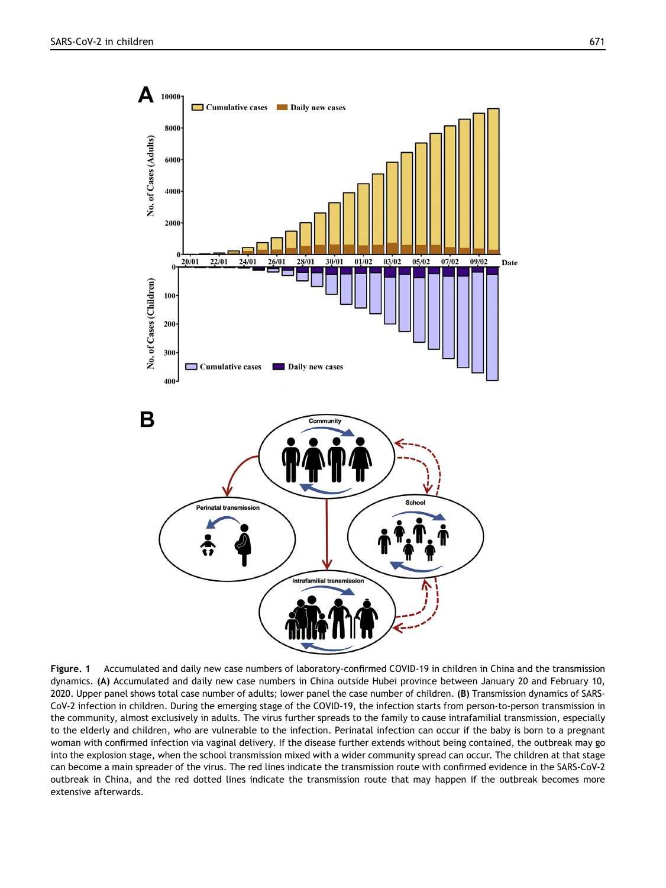**Figure. 1** Accumulated and daily new case numbers of laboratory-confirmed COVID-19 in children in China and the transmission dynamics. **(A)** Accumulated and daily new case numbers in China outside Hubei province between January 20 and February 10, 2020. Upper panel shows total case number of adults; lower panel the case number of children. **(B)** Transmission dynamics of SARS-CoV-2 infection in children. During the emerging stage of the COVID-19, the infection starts from person-to-person transmission in the community, almost exclusively in adults. The virus further spreads to the family to cause intrafamilial transmission, especially to the elderly and children, who are vulnerable to the infection. Perinatal infection can occur if the baby is born to a pregnant woman with confirmed infection via vaginal delivery. If the disease further extends without being contained, the outbreak may go into the explosion stage, when the school transmission mixed with a wider community spread can occur. The children at that stage can become a main spreader of the virus. The red lines indicate the transmission route with confirmed evidence in the SARS-CoV-2 outbreak in China, and the red dotted lines indicate the transmission route that may happen if the outbreak becomes more extensive afterwards.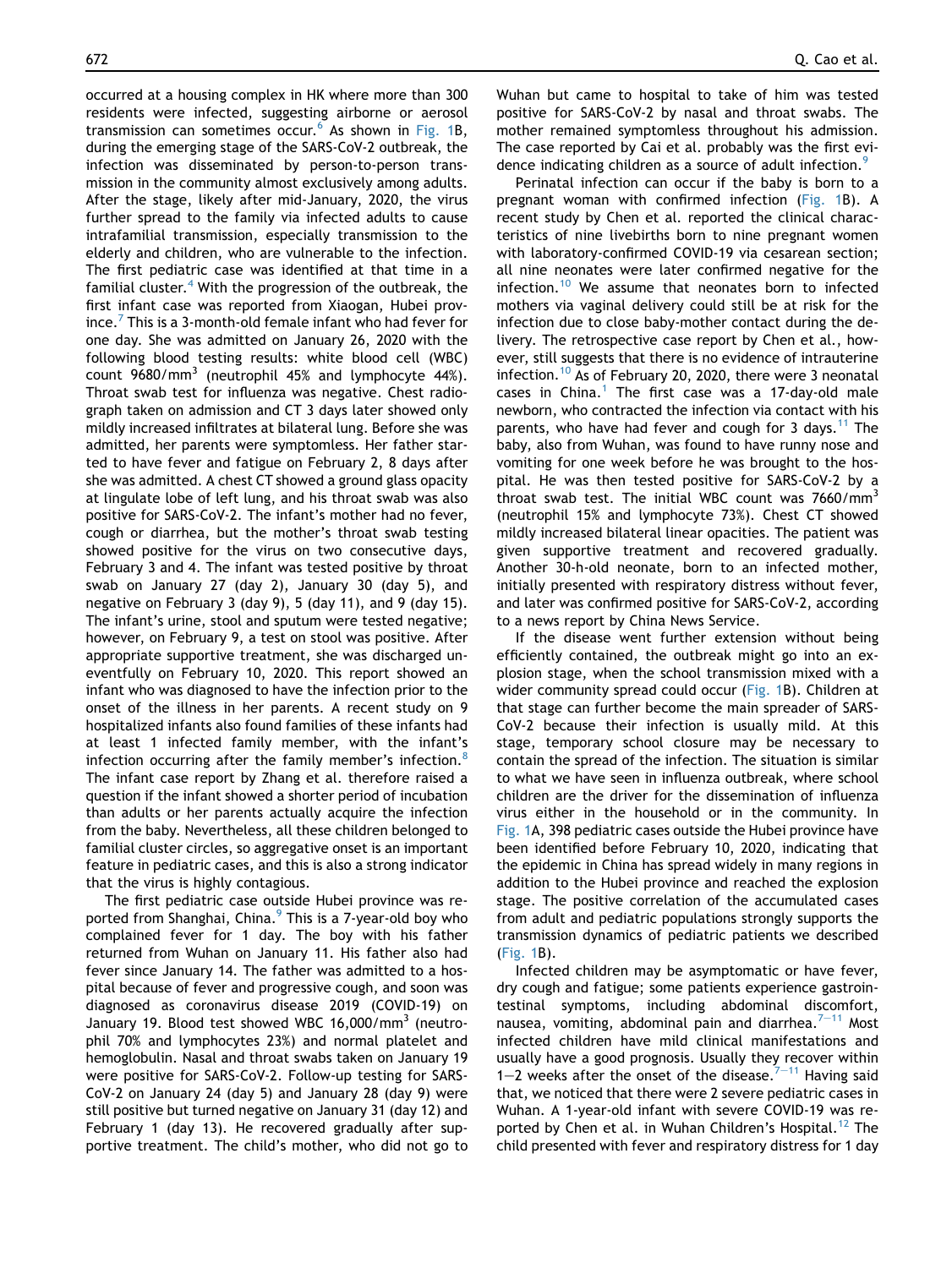occurred at a housing complex in HK where more than 300 residents were infected, suggesting airborne or aerosol transmission can sometimes occur.[6] As shown in Fig. 1B, during the emerging stage of the SARS-CoV-2 outbreak, the infection was disseminated by person-to-person transmission in the community almost exclusively among adults. After the stage, likely after mid-January, 2020, the virus further spread to the family via infected adults to cause intrafamilial transmission, especially transmission to the elderly and children, who are vulnerable to the infection. The first pediatric case was identified at that time in a familial cluster.[4] With the progression of the outbreak, the first infant case was reported from Xiaogan, Hubei province.[7] This is a 3-month-old female infant who had fever for one day. She was admitted on January 26, 2020 with the following blood testing results: white blood cell (WBC) count 9680/mm$^3$ (neutrophil 45% and lymphocyte 44%). Throat swab test for influenza was negative. Chest radiograph taken on admission and CT 3 days later showed only mildly increased infiltrates at bilateral lung. Before she was admitted, her parents were symptomless. Her father started to have fever and fatigue on February 2, 8 days after she was admitted. A chest CT showed a ground glass opacity at lingulate lobe of left lung, and his throat swab was also positive for SARS-CoV-2. The infant's mother had no fever, cough or diarrhea, but the mother's throat swab testing showed positive for the virus on two consecutive days, February 3 and 4. The infant was tested positive by throat swab on January 27 (day 2), January 30 (day 5), and negative on February 3 (day 9), 5 (day 11), and 9 (day 15). The infant's urine, stool and sputum were tested negative; however, on February 9, a test on stool was positive. After appropriate supportive treatment, she was discharged uneventfully on February 10, 2020. This report showed an infant who was diagnosed to have the infection prior to the onset of the illness in her parents. A recent study on 9 hospitalized infants also found families of these infants had at least 1 infected family member, with the infant's infection occurring after the family member's infection.[8] The infant case report by Zhang et al. therefore raised a question if the infant showed a shorter period of incubation than adults or her parents actually acquire the infection from the baby. Nevertheless, all these children belonged to familial cluster circles, so aggregative onset is an important feature in pediatric cases, and this is also a strong indicator that the virus is highly contagious.

The first pediatric case outside Hubei province was reported from Shanghai, China.[9] This is a 7-year-old boy who complained fever for 1 day. The boy with his father returned from Wuhan on January 11. His father also had fever since January 14. The father was admitted to a hospital because of fever and progressive cough, and soon was diagnosed as coronavirus disease 2019 (COVID-19) on January 19. Blood test showed WBC 16,000/mm$^3$ (neutrophil 70% and lymphocytes 23%) and normal platelet and hemoglobulin. Nasal and throat swabs taken on January 19 were positive for SARS-CoV-2. Follow-up testing for SARS-CoV-2 on January 24 (day 5) and January 28 (day 9) were still positive but turned negative on January 31 (day 12) and February 1 (day 13). He recovered gradually after supportive treatment. The child's mother, who did not go to Wuhan but came to hospital to take of him was tested positive for SARS-CoV-2 by nasal and throat swabs. The mother remained symptomless throughout his admission. The case reported by Cai et al. probably was the first evidence indicating children as a source of adult infection.[9]

Perinatal infection can occur if the baby is born to a pregnant woman with confirmed infection (Fig. 1B). A recent study by Chen et al. reported the clinical characteristics of nine livebirths born to nine pregnant women with laboratory-confirmed COVID-19 via cesarean section; all nine neonates were later confirmed negative for the infection.[10] We assume that neonates born to infected mothers via vaginal delivery could still be at risk for the infection due to close baby-mother contact during the delivery. The retrospective case report by Chen et al., however, still suggests that there is no evidence of intrauterine infection.[10] As of February 20, 2020, there were 3 neonatal cases in China.[1] The first case was a 17-day-old male newborn, who contracted the infection via contact with his parents, who have had fever and cough for 3 days.[11] The baby, also from Wuhan, was found to have runny nose and vomiting for one week before he was brought to the hospital. He was then tested positive for SARS-CoV-2 by a throat swab test. The initial WBC count was 7660/mm$^3$ (neutrophil 15% and lymphocyte 73%). Chest CT showed mildly increased bilateral linear opacities. The patient was given supportive treatment and recovered gradually. Another 30-h-old neonate, born to an infected mother, initially presented with respiratory distress without fever, and later was confirmed positive for SARS-CoV-2, according to a news report by China News Service.

If the disease went further extension without being efficiently contained, the outbreak might go into an explosion stage, when the school transmission mixed with a wider community spread could occur (Fig. 1B). Children at that stage can further become the main spreader of SARS-CoV-2 because their infection is usually mild. At this stage, temporary school closure may be necessary to contain the spread of the infection. The situation is similar to what we have seen in influenza outbreak, where school children are the driver for the dissemination of influenza virus either in the household or in the community. In Fig. 1A, 398 pediatric cases outside the Hubei province have been identified before February 10, 2020, indicating that the epidemic in China has spread widely in many regions in addition to the Hubei province and reached the explosion stage. The positive correlation of the accumulated cases from adult and pediatric populations strongly supports the transmission dynamics of pediatric patients we described (Fig. 1B).

Infected children may be asymptomatic or have fever, dry cough and fatigue; some patients experience gastrointestinal symptoms, including abdominal discomfort, nausea, vomiting, abdominal pain and diarrhea.[7–11] Most infected children have mild clinical manifestations and usually have a good prognosis. Usually they recover within 1–2 weeks after the onset of the disease.[7–11] Having said that, we noticed that there were 2 severe pediatric cases in Wuhan. A 1-year-old infant with severe COVID-19 was reported by Chen et al. in Wuhan Children's Hospital.[12] The child presented with fever and respiratory distress for 1 day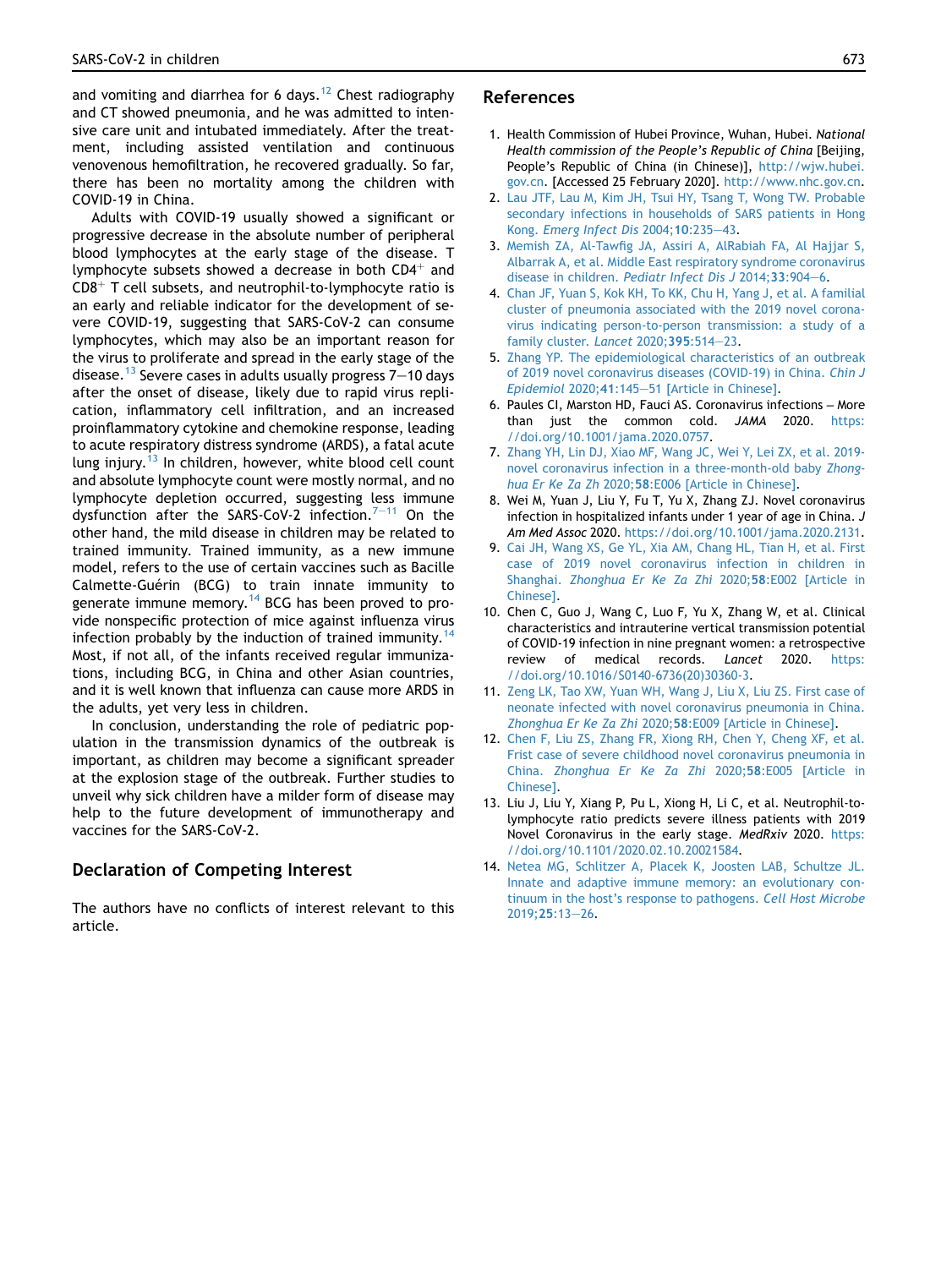and vomiting and diarrhea for 6 days.[12] Chest radiography and CT showed pneumonia, and he was admitted to intensive care unit and intubated immediately. After the treatment, including assisted ventilation and continuous venovenous hemofiltration, he recovered gradually. So far, there has been no mortality among the children with COVID-19 in China.

Adults with COVID-19 usually showed a significant or progressive decrease in the absolute number of peripheral blood lymphocytes at the early stage of the disease. T lymphocyte subsets showed a decrease in both $CD4^+$ and $CD8^+$ T cell subsets, and neutrophil-to-lymphocyte ratio is an early and reliable indicator for the development of severe COVID-19, suggesting that SARS-CoV-2 can consume lymphocytes, which may also be an important reason for the virus to proliferate and spread in the early stage of the disease.[13] Severe cases in adults usually progress 7–10 days after the onset of disease, likely due to rapid virus replication, inflammatory cell infiltration, and an increased proinflammatory cytokine and chemokine response, leading to acute respiratory distress syndrome (ARDS), a fatal acute lung injury.[13] In children, however, white blood cell count and absolute lymphocyte count were mostly normal, and no lymphocyte depletion occurred, suggesting less immune dysfunction after the SARS-CoV-2 infection.[7–11] On the other hand, the mild disease in children may be related to trained immunity. Trained immunity, as a new immune model, refers to the use of certain vaccines such as Bacille Calmette-Guérin (BCG) to train innate immunity to generate immune memory.[14] BCG has been proved to provide nonspecific protection of mice against influenza virus infection probably by the induction of trained immunity.[14] Most, if not all, of the infants received regular immunizations, including BCG, in China and other Asian countries, and it is well known that influenza can cause more ARDS in the adults, yet very less in children.

In conclusion, understanding the role of pediatric population in the transmission dynamics of the outbreak is important, as children may become a significant spreader at the explosion stage of the outbreak. Further studies to unveil why sick children have a milder form of disease may help to the future development of immunotherapy and vaccines for the SARS-CoV-2.

## Declaration of Competing Interest

The authors have no conflicts of interest relevant to this article.

## References

1. Health Commission of Hubei Province, Wuhan, Hubei. *National Health commission of the People's Republic of China* [Beijing, People's Republic of China (in Chinese)], http://wjw.hubei.gov.cn. [Accessed 25 February 2020]. http://www.nhc.gov.cn.
2. Lau JTF, Lau M, Kim JH, Tsui HY, Tsang T, Wong TW. Probable secondary infections in households of SARS patients in Hong Kong. *Emerg Infect Dis* 2004;**10**:235–43.
3. Memish ZA, Al-Tawfiq JA, Assiri A, AlRabiah FA, Al Hajjar S, Albarrak A, et al. Middle East respiratory syndrome coronavirus disease in children. *Pediatr Infect Dis J* 2014;**33**:904–6.
4. Chan JF, Yuan S, Kok KH, To KK, Chu H, Yang J, et al. A familial cluster of pneumonia associated with the 2019 novel coronavirus indicating person-to-person transmission: a study of a family cluster. *Lancet* 2020;**395**:514–23.
5. Zhang YP. The epidemiological characteristics of an outbreak of 2019 novel coronavirus diseases (COVID-19) in China. *Chin J Epidemiol* 2020;**41**:145–51 [Article in Chinese].
6. Paules CI, Marston HD, Fauci AS. Coronavirus infections – More than just the common cold. *JAMA* 2020. https://doi.org/10.1001/jama.2020.0757.
7. Zhang YH, Lin DJ, Xiao MF, Wang JC, Wei Y, Lei ZX, et al. 2019-novel coronavirus infection in a three-month-old baby *Zhonghua Er Ke Za Zh* 2020;**58**:E006 [Article in Chinese].
8. Wei M, Yuan J, Liu Y, Fu T, Yu X, Zhang ZJ. Novel coronavirus infection in hospitalized infants under 1 year of age in China. *J Am Med Assoc* 2020. https://doi.org/10.1001/jama.2020.2131.
9. Cai JH, Wang XS, Ge YL, Xia AM, Chang HL, Tian H, et al. First case of 2019 novel coronavirus infection in children in Shanghai. *Zhonghua Er Ke Za Zhi* 2020;**58**:E002 [Article in Chinese].
10. Chen C, Guo J, Wang C, Luo F, Yu X, Zhang W, et al. Clinical characteristics and intrauterine vertical transmission potential of COVID-19 infection in nine pregnant women: a retrospective review of medical records. *Lancet* 2020. https://doi.org/10.1016/S0140-6736(20)30360-3.
11. Zeng LK, Tao XW, Yuan WH, Wang J, Liu X, Liu ZS. First case of neonate infected with novel coronavirus pneumonia in China. *Zhonghua Er Ke Za Zhi* 2020;**58**:E009 [Article in Chinese].
12. Chen F, Liu ZS, Zhang FR, Xiong RH, Chen Y, Cheng XF, et al. Frist case of severe childhood novel coronavirus pneumonia in China. *Zhonghua Er Ke Za Zhi* 2020;**58**:E005 [Article in Chinese].
13. Liu J, Liu Y, Xiang P, Pu L, Xiong H, Li C, et al. Neutrophil-to-lymphocyte ratio predicts severe illness patients with 2019 Novel Coronavirus in the early stage. *MedRxiv* 2020. https://doi.org/10.1101/2020.02.10.20021584.
14. Netea MG, Schlitzer A, Placek K, Joosten LAB, Schultze JL. Innate and adaptive immune memory: an evolutionary continuum in the host's response to pathogens. *Cell Host Microbe* 2019;**25**:13–26.